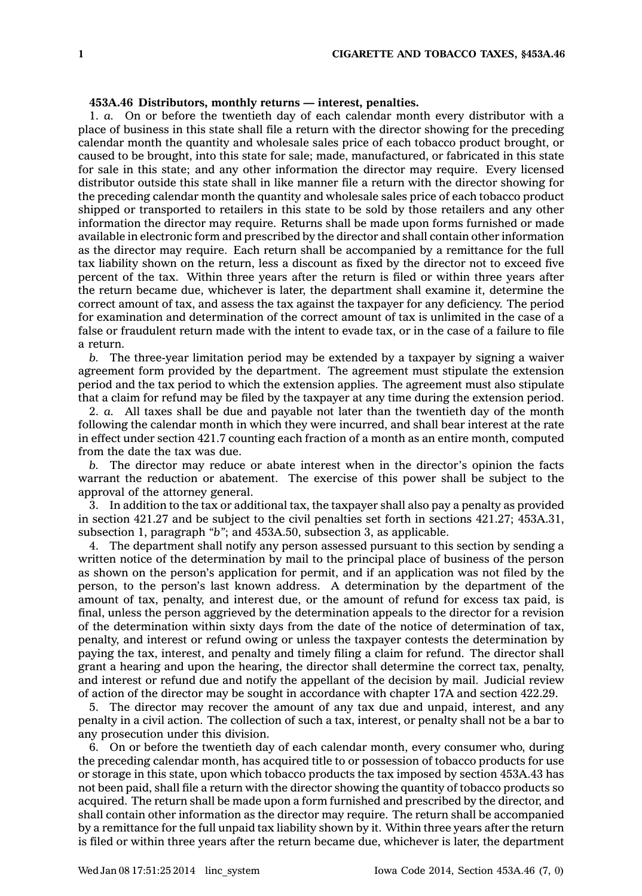**453A.46 Distributors, monthly returns — interest, penalties.**

1. *a.* On or before the twentieth day of each calendar month every distributor with a place of business in this state shall file a return with the director showing for the preceding calendar month the quantity and wholesale sales price of each tobacco product brought, or caused to be brought, into this state for sale; made, manufactured, or fabricated in this state for sale in this state; and any other information the director may require. Every licensed distributor outside this state shall in like manner file a return with the director showing for the preceding calendar month the quantity and wholesale sales price of each tobacco product shipped or transported to retailers in this state to be sold by those retailers and any other information the director may require. Returns shall be made upon forms furnished or made available in electronic form and prescribed by the director and shall contain other information as the director may require. Each return shall be accompanied by a remittance for the full tax liability shown on the return, less a discount as fixed by the director not to exceed five percent of the tax. Within three years after the return is filed or within three years after the return became due, whichever is later, the department shall examine it, determine the correct amount of tax, and assess the tax against the taxpayer for any deficiency. The period for examination and determination of the correct amount of tax is unlimited in the case of a false or fraudulent return made with the intent to evade tax, or in the case of a failure to file a return.

*b.* The three-year limitation period may be extended by a taxpayer by signing a waiver agreement form provided by the department. The agreement must stipulate the extension period and the tax period to which the extension applies. The agreement must also stipulate that a claim for refund may be filed by the taxpayer at any time during the extension period.

2. *a.* All taxes shall be due and payable not later than the twentieth day of the month following the calendar month in which they were incurred, and shall bear interest at the rate in effect under section 421.7 counting each fraction of a month as an entire month, computed from the date the tax was due.

*b.* The director may reduce or abate interest when in the director's opinion the facts warrant the reduction or abatement. The exercise of this power shall be subject to the approval of the attorney general.

3. In addition to the tax or additional tax, the taxpayer shall also pay a penalty as provided in section 421.27 and be subject to the civil penalties set forth in sections 421.27; 453A.31, subsection 1, paragraph *"b"*; and 453A.50, subsection 3, as applicable.

4. The department shall notify any person assessed pursuant to this section by sending a written notice of the determination by mail to the principal place of business of the person as shown on the person's application for permit, and if an application was not filed by the person, to the person's last known address. A determination by the department of the amount of tax, penalty, and interest due, or the amount of refund for excess tax paid, is final, unless the person aggrieved by the determination appeals to the director for a revision of the determination within sixty days from the date of the notice of determination of tax, penalty, and interest or refund owing or unless the taxpayer contests the determination by paying the tax, interest, and penalty and timely filing a claim for refund. The director shall grant a hearing and upon the hearing, the director shall determine the correct tax, penalty, and interest or refund due and notify the appellant of the decision by mail. Judicial review of action of the director may be sought in accordance with chapter 17A and section 422.29.

5. The director may recover the amount of any tax due and unpaid, interest, and any penalty in a civil action. The collection of such a tax, interest, or penalty shall not be a bar to any prosecution under this division.

6. On or before the twentieth day of each calendar month, every consumer who, during the preceding calendar month, has acquired title to or possession of tobacco products for use or storage in this state, upon which tobacco products the tax imposed by section 453A.43 has not been paid, shall file a return with the director showing the quantity of tobacco products so acquired. The return shall be made upon a form furnished and prescribed by the director, and shall contain other information as the director may require. The return shall be accompanied by a remittance for the full unpaid tax liability shown by it. Within three years after the return is filed or within three years after the return became due, whichever is later, the department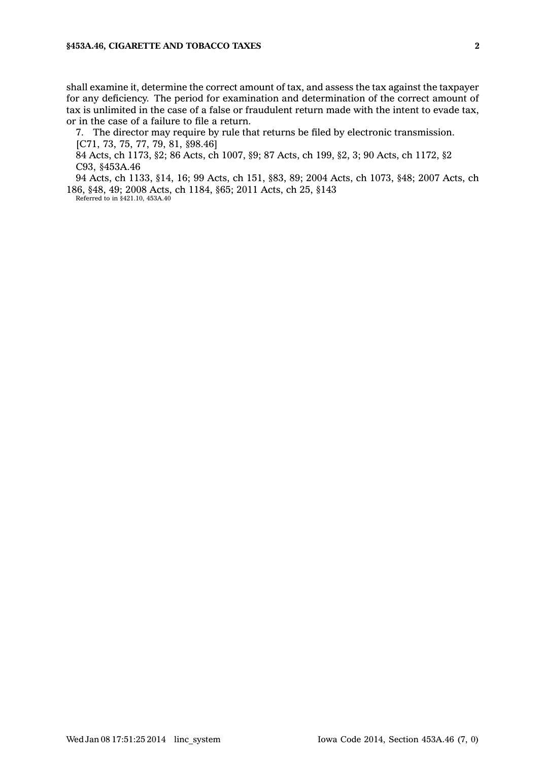shall examine it, determine the correct amount of tax, and assess the tax against the taxpayer for any deficiency. The period for examination and determination of the correct amount of tax is unlimited in the case of a false or fraudulent return made with the intent to evade tax, or in the case of a failure to file a return.

7. The director may require by rule that returns be filed by electronic transmission.

[C71, 73, 75, 77, 79, 81, §98.46]

84 Acts, ch 1173, §2; 86 Acts, ch 1007, §9; 87 Acts, ch 199, §2, 3; 90 Acts, ch 1172, §2

C93, §453A.46

94 Acts, ch 1133, §14, 16; 99 Acts, ch 151, §83, 89; 2004 Acts, ch 1073, §48; 2007 Acts, ch 186, §48, 49; 2008 Acts, ch 1184, §65; 2011 Acts, ch 25, §143

Referred to in §421.10, 453A.40